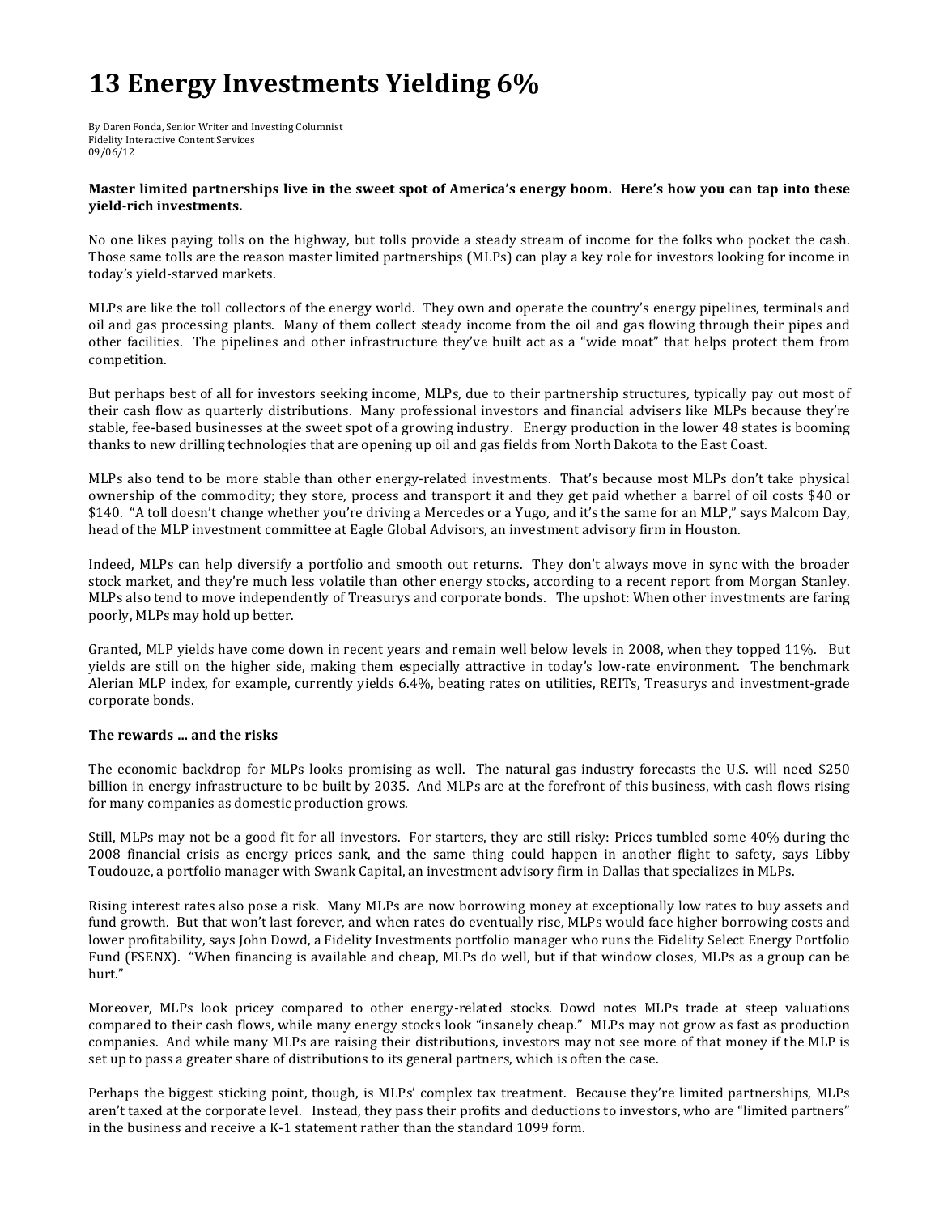# 13 Energy Investments Yielding 6%

By Daren Fonda, Senior Writer and Investing Columnist
Fidelity Interactive Content Services
09/06/12

**Master limited partnerships live in the sweet spot of America's energy boom. Here's how you can tap into these yield-rich investments.**

No one likes paying tolls on the highway, but tolls provide a steady stream of income for the folks who pocket the cash. Those same tolls are the reason master limited partnerships (MLPs) can play a key role for investors looking for income in today's yield-starved markets.

MLPs are like the toll collectors of the energy world. They own and operate the country's energy pipelines, terminals and oil and gas processing plants. Many of them collect steady income from the oil and gas flowing through their pipes and other facilities. The pipelines and other infrastructure they've built act as a "wide moat" that helps protect them from competition.

But perhaps best of all for investors seeking income, MLPs, due to their partnership structures, typically pay out most of their cash flow as quarterly distributions. Many professional investors and financial advisers like MLPs because they're stable, fee-based businesses at the sweet spot of a growing industry. Energy production in the lower 48 states is booming thanks to new drilling technologies that are opening up oil and gas fields from North Dakota to the East Coast.

MLPs also tend to be more stable than other energy-related investments. That's because most MLPs don't take physical ownership of the commodity; they store, process and transport it and they get paid whether a barrel of oil costs $40 or $140. "A toll doesn't change whether you're driving a Mercedes or a Yugo, and it's the same for an MLP," says Malcom Day, head of the MLP investment committee at Eagle Global Advisors, an investment advisory firm in Houston.

Indeed, MLPs can help diversify a portfolio and smooth out returns. They don't always move in sync with the broader stock market, and they're much less volatile than other energy stocks, according to a recent report from Morgan Stanley. MLPs also tend to move independently of Treasurys and corporate bonds. The upshot: When other investments are faring poorly, MLPs may hold up better.

Granted, MLP yields have come down in recent years and remain well below levels in 2008, when they topped 11%. But yields are still on the higher side, making them especially attractive in today's low-rate environment. The benchmark Alerian MLP index, for example, currently yields 6.4%, beating rates on utilities, REITs, Treasurys and investment-grade corporate bonds.

**The rewards ... and the risks**

The economic backdrop for MLPs looks promising as well. The natural gas industry forecasts the U.S. will need $250 billion in energy infrastructure to be built by 2035. And MLPs are at the forefront of this business, with cash flows rising for many companies as domestic production grows.

Still, MLPs may not be a good fit for all investors. For starters, they are still risky: Prices tumbled some 40% during the 2008 financial crisis as energy prices sank, and the same thing could happen in another flight to safety, says Libby Toudouze, a portfolio manager with Swank Capital, an investment advisory firm in Dallas that specializes in MLPs.

Rising interest rates also pose a risk. Many MLPs are now borrowing money at exceptionally low rates to buy assets and fund growth. But that won't last forever, and when rates do eventually rise, MLPs would face higher borrowing costs and lower profitability, says John Dowd, a Fidelity Investments portfolio manager who runs the Fidelity Select Energy Portfolio Fund (FSENX). "When financing is available and cheap, MLPs do well, but if that window closes, MLPs as a group can be hurt."

Moreover, MLPs look pricey compared to other energy-related stocks. Dowd notes MLPs trade at steep valuations compared to their cash flows, while many energy stocks look "insanely cheap." MLPs may not grow as fast as production companies. And while many MLPs are raising their distributions, investors may not see more of that money if the MLP is set up to pass a greater share of distributions to its general partners, which is often the case.

Perhaps the biggest sticking point, though, is MLPs' complex tax treatment. Because they're limited partnerships, MLPs aren't taxed at the corporate level. Instead, they pass their profits and deductions to investors, who are "limited partners" in the business and receive a K-1 statement rather than the standard 1099 form.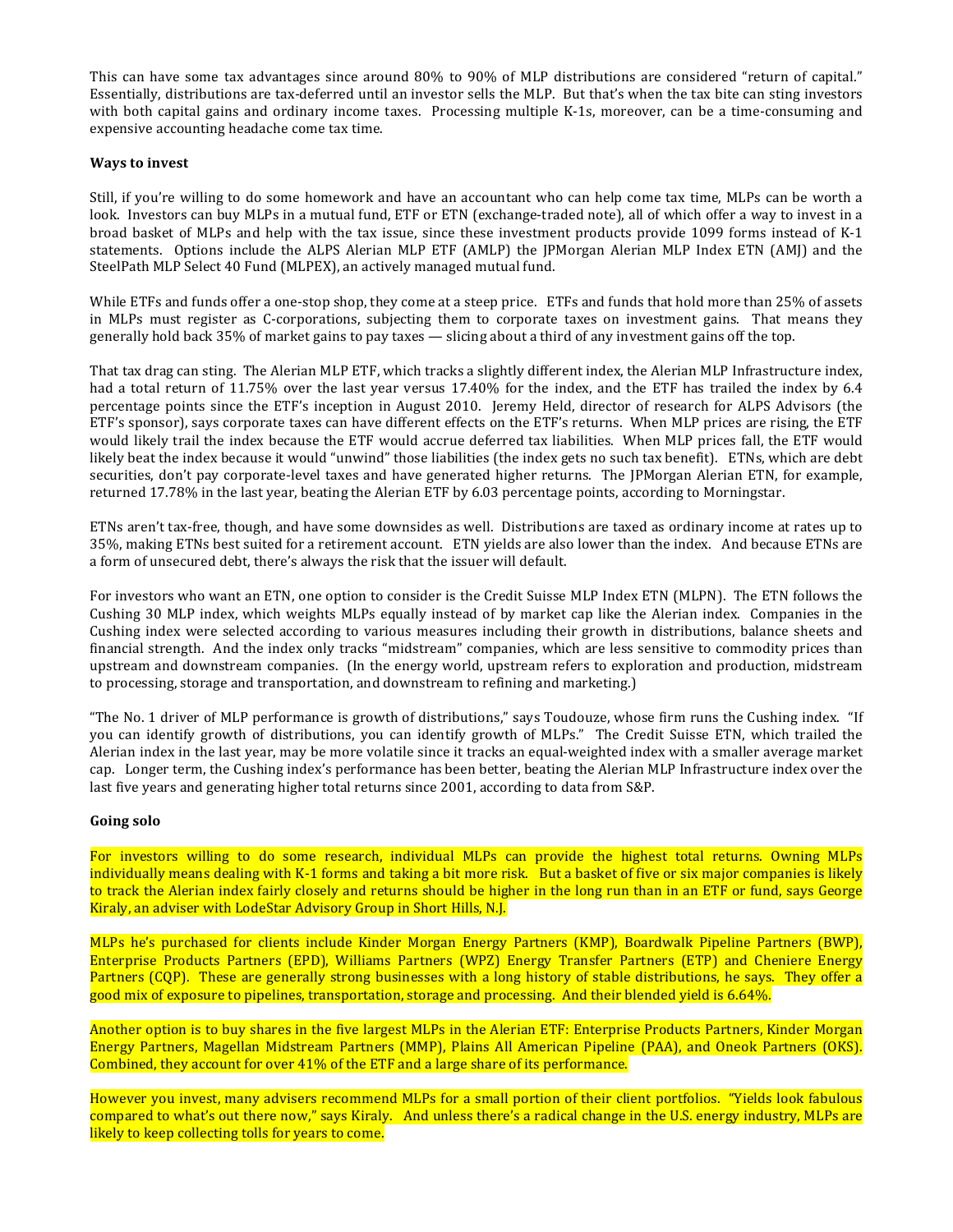This can have some tax advantages since around 80% to 90% of MLP distributions are considered "return of capital." Essentially, distributions are tax-deferred until an investor sells the MLP. But that's when the tax bite can sting investors with both capital gains and ordinary income taxes. Processing multiple K-1s, moreover, can be a time-consuming and expensive accounting headache come tax time.

**Ways to invest**

Still, if you're willing to do some homework and have an accountant who can help come tax time, MLPs can be worth a look. Investors can buy MLPs in a mutual fund, ETF or ETN (exchange-traded note), all of which offer a way to invest in a broad basket of MLPs and help with the tax issue, since these investment products provide 1099 forms instead of K-1 statements. Options include the ALPS Alerian MLP ETF (AMLP) the JPMorgan Alerian MLP Index ETN (AMJ) and the SteelPath MLP Select 40 Fund (MLPEX), an actively managed mutual fund.

While ETFs and funds offer a one-stop shop, they come at a steep price. ETFs and funds that hold more than 25% of assets in MLPs must register as C-corporations, subjecting them to corporate taxes on investment gains. That means they generally hold back 35% of market gains to pay taxes — slicing about a third of any investment gains off the top.

That tax drag can sting. The Alerian MLP ETF, which tracks a slightly different index, the Alerian MLP Infrastructure index, had a total return of 11.75% over the last year versus 17.40% for the index, and the ETF has trailed the index by 6.4 percentage points since the ETF's inception in August 2010. Jeremy Held, director of research for ALPS Advisors (the ETF's sponsor), says corporate taxes can have different effects on the ETF's returns. When MLP prices are rising, the ETF would likely trail the index because the ETF would accrue deferred tax liabilities. When MLP prices fall, the ETF would likely beat the index because it would "unwind" those liabilities (the index gets no such tax benefit). ETNs, which are debt securities, don't pay corporate-level taxes and have generated higher returns. The JPMorgan Alerian ETN, for example, returned 17.78% in the last year, beating the Alerian ETF by 6.03 percentage points, according to Morningstar.

ETNs aren't tax-free, though, and have some downsides as well. Distributions are taxed as ordinary income at rates up to 35%, making ETNs best suited for a retirement account. ETN yields are also lower than the index. And because ETNs are a form of unsecured debt, there's always the risk that the issuer will default.

For investors who want an ETN, one option to consider is the Credit Suisse MLP Index ETN (MLPN). The ETN follows the Cushing 30 MLP index, which weights MLPs equally instead of by market cap like the Alerian index. Companies in the Cushing index were selected according to various measures including their growth in distributions, balance sheets and financial strength. And the index only tracks "midstream" companies, which are less sensitive to commodity prices than upstream and downstream companies. (In the energy world, upstream refers to exploration and production, midstream to processing, storage and transportation, and downstream to refining and marketing.)

"The No. 1 driver of MLP performance is growth of distributions," says Toudouze, whose firm runs the Cushing index. "If you can identify growth of distributions, you can identify growth of MLPs." The Credit Suisse ETN, which trailed the Alerian index in the last year, may be more volatile since it tracks an equal-weighted index with a smaller average market cap. Longer term, the Cushing index's performance has been better, beating the Alerian MLP Infrastructure index over the last five years and generating higher total returns since 2001, according to data from S&P.

**Going solo**

For investors willing to do some research, individual MLPs can provide the highest total returns. Owning MLPs individually means dealing with K-1 forms and taking a bit more risk. But a basket of five or six major companies is likely to track the Alerian index fairly closely and returns should be higher in the long run than in an ETF or fund, says George Kiraly, an adviser with LodeStar Advisory Group in Short Hills, N.J.

MLPs he's purchased for clients include Kinder Morgan Energy Partners (KMP), Boardwalk Pipeline Partners (BWP), Enterprise Products Partners (EPD), Williams Partners (WPZ) Energy Transfer Partners (ETP) and Cheniere Energy Partners (CQP). These are generally strong businesses with a long history of stable distributions, he says. They offer a good mix of exposure to pipelines, transportation, storage and processing. And their blended yield is 6.64%.

Another option is to buy shares in the five largest MLPs in the Alerian ETF: Enterprise Products Partners, Kinder Morgan Energy Partners, Magellan Midstream Partners (MMP), Plains All American Pipeline (PAA), and Oneok Partners (OKS). Combined, they account for over 41% of the ETF and a large share of its performance.

However you invest, many advisers recommend MLPs for a small portion of their client portfolios. "Yields look fabulous compared to what's out there now," says Kiraly. And unless there's a radical change in the U.S. energy industry, MLPs are likely to keep collecting tolls for years to come.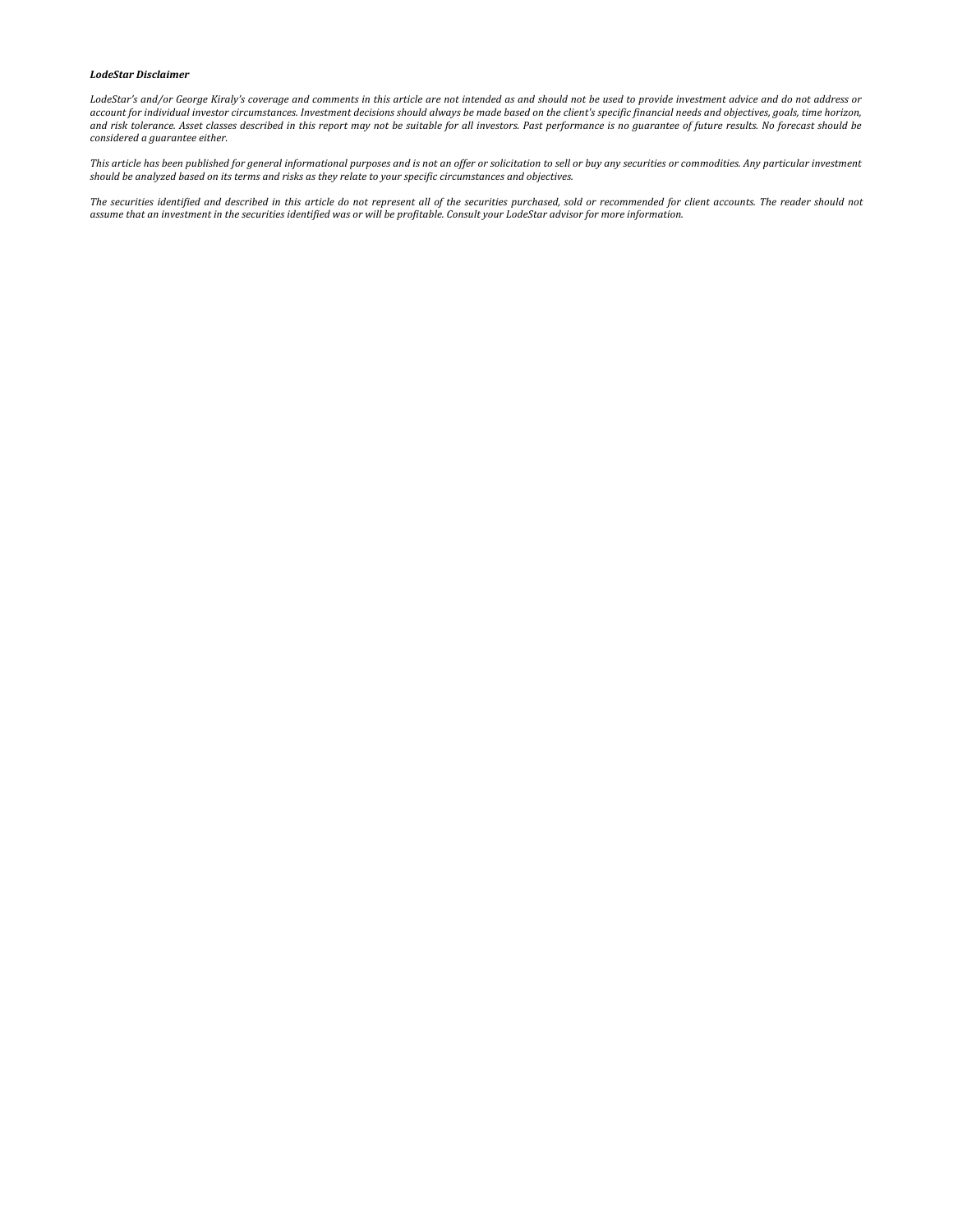***LodeStar Disclaimer***

*LodeStar's and/or George Kiraly's coverage and comments in this article are not intended as and should not be used to provide investment advice and do not address or account for individual investor circumstances. Investment decisions should always be made based on the client's specific financial needs and objectives, goals, time horizon, and risk tolerance. Asset classes described in this report may not be suitable for all investors. Past performance is no guarantee of future results. No forecast should be considered a guarantee either.*

*This article has been published for general informational purposes and is not an offer or solicitation to sell or buy any securities or commodities. Any particular investment should be analyzed based on its terms and risks as they relate to your specific circumstances and objectives.*

*The securities identified and described in this article do not represent all of the securities purchased, sold or recommended for client accounts. The reader should not assume that an investment in the securities identified was or will be profitable. Consult your LodeStar advisor for more information.*